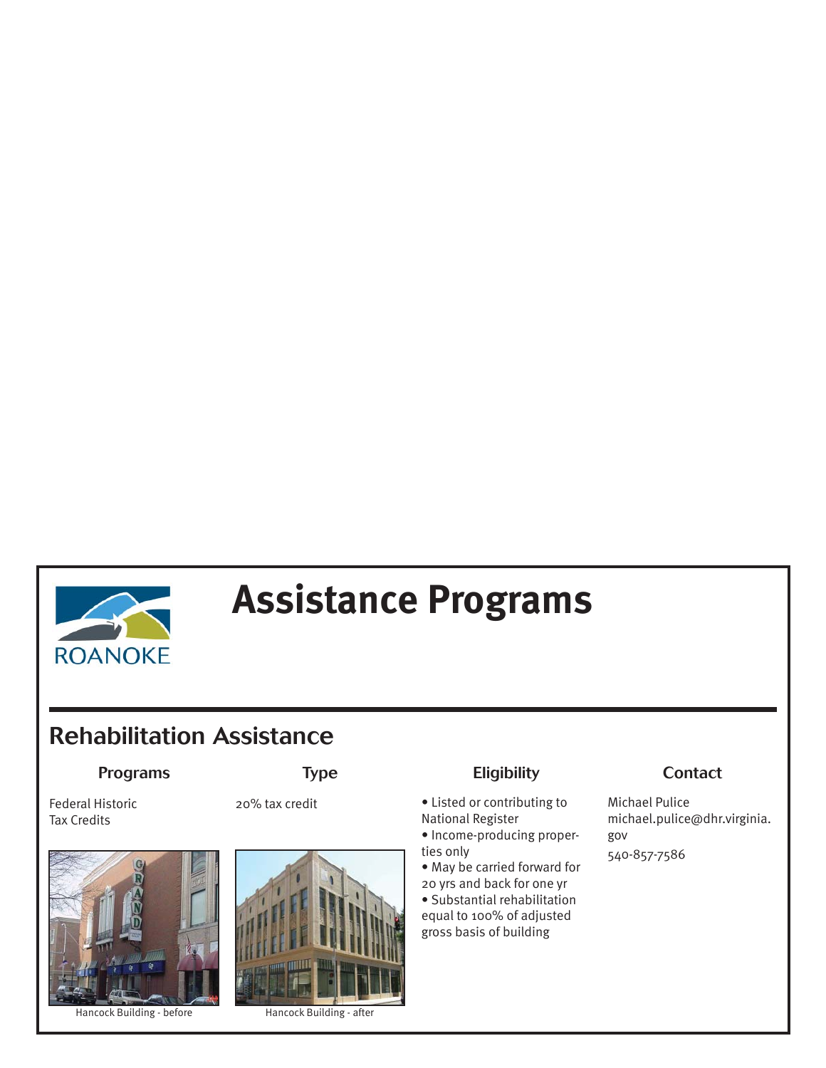ROANOKE

# Assistance Programs

## Rehabilitation Assistance

| Programs | Type | Eligibility | Contact |
| --- | --- | --- | --- |
| Federal Historic Tax Credits | 20% tax credit | • Listed or contributing to National Register<br>• Income-producing properties only<br>• May be carried forward for 20 yrs and back for one yr<br>• Substantial rehabilitation equal to 100% of adjusted gross basis of building | Michael Pulice<br>michael.pulice@dhr.virginia.gov<br>540-857-7586 |

Hancock Building - before

Hancock Building - after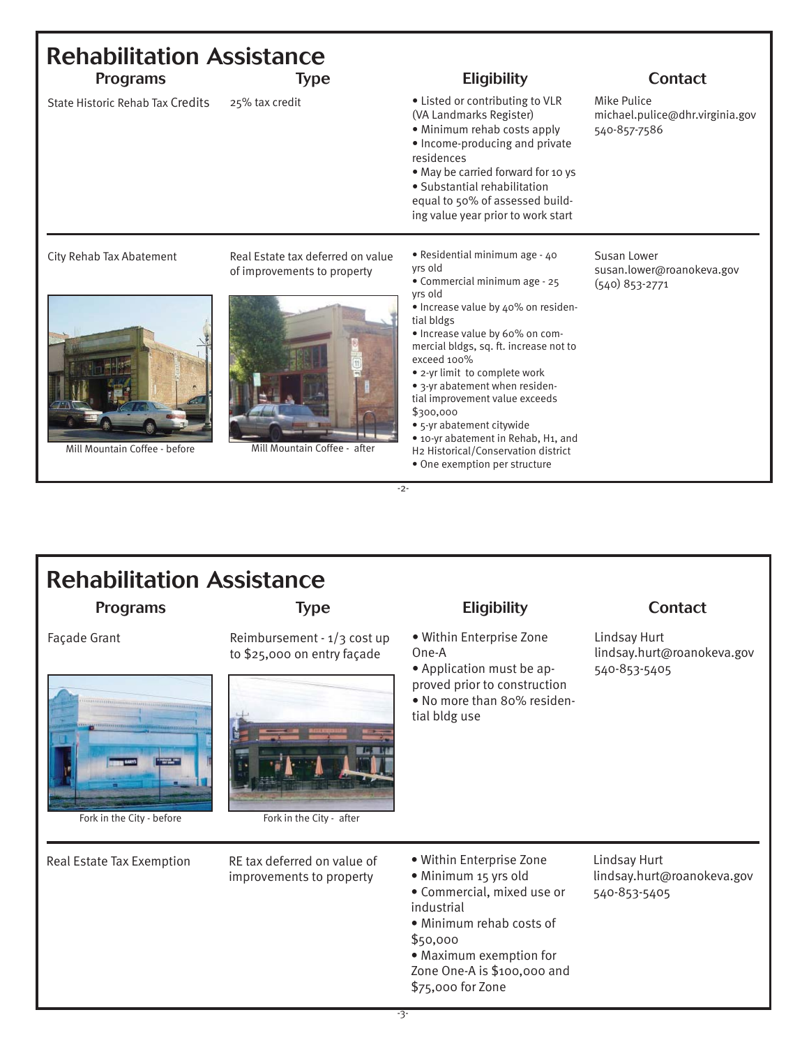# Rehabilitation Assistance

| Programs | Type | Eligibility | Contact |
|---|---|---|---|
| State Historic Rehab Tax Credits | 25% tax credit | • Listed or contributing to VLR (VA Landmarks Register)<br>• Minimum rehab costs apply<br>• Income-producing and private residences<br>• May be carried forward for 10 ys<br>• Substantial rehabilitation equal to 50% of assessed building value year prior to work start | Mike Pulice<br>michael.pulice@dhr.virginia.gov<br>540-857-7586 |
| City Rehab Tax Abatement | Real Estate tax deferred on value of improvements to property | • Residential minimum age - 40 yrs old<br>• Commercial minimum age - 25 yrs old<br>• Increase value by 40% on residential bldgs<br>• Increase value by 60% on commercial bldgs, sq. ft. increase not to exceed 100%<br>• 2-yr limit to complete work<br>• 3-yr abatement when residential improvement value exceeds $300,000<br>• 5-yr abatement citywide<br>• 10-yr abatement in Rehab, H1, and H2 Historical/Conservation district<br>• One exemption per structure | Susan Lower<br>susan.lower@roanokeva.gov<br>(540) 853-2771 |

Mill Mountain Coffee - before

Mill Mountain Coffee - after

# Rehabilitation Assistance

| Programs | Type | Eligibility | Contact |
|---|---|---|---|
| Façade Grant | Reimbursement - 1/3 cost up to $25,000 on entry façade | • Within Enterprise Zone One-A<br>• Application must be approved prior to construction<br>• No more than 80% residential bldg use | Lindsay Hurt<br>lindsay.hurt@roanokeva.gov<br>540-853-5405 |
| Real Estate Tax Exemption | RE tax deferred on value of improvements to property | • Within Enterprise Zone<br>• Minimum 15 yrs old<br>• Commercial, mixed use or industrial<br>• Minimum rehab costs of $50,000<br>• Maximum exemption for Zone One-A is $100,000 and $75,000 for Zone | Lindsay Hurt<br>lindsay.hurt@roanokeva.gov<br>540-853-5405 |

Fork in the City - before

Fork in the City - after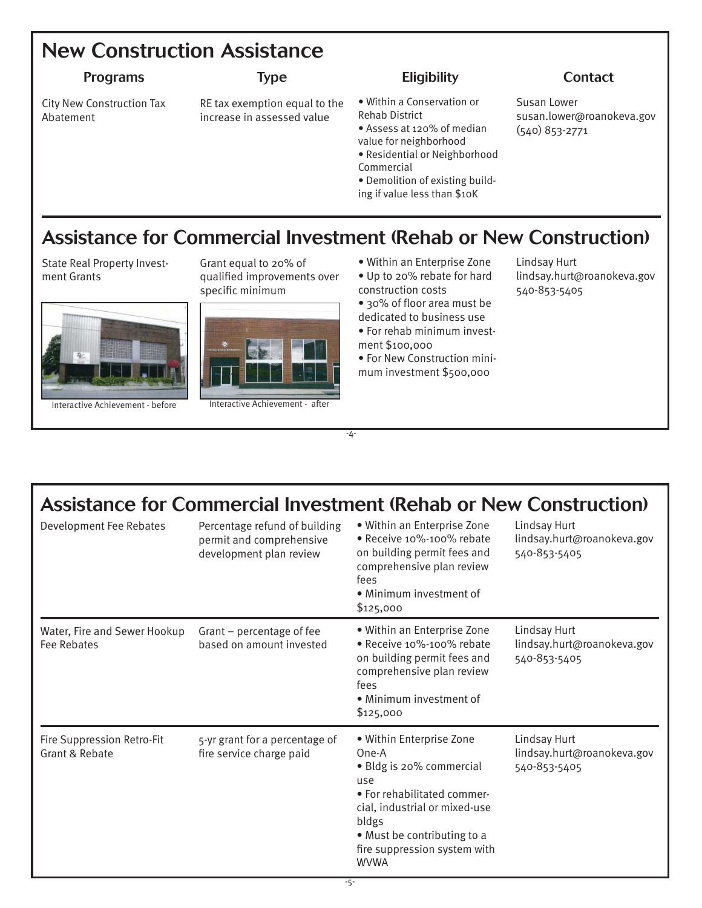## New Construction Assistance

| Programs | Type | Eligibility | Contact |
|---|---|---|---|
| City New Construction Tax Abatement | RE tax exemption equal to the increase in assessed value | • Within a Conservation or Rehab District<br>• Assess at 120% of median value for neighborhood<br>• Residential or Neighborhood Commercial<br>• Demolition of existing building if value less than $10K | Susan Lower<br>susan.lower@roanokeva.gov<br>(540) 853-2771 |

## Assistance for Commercial Investment (Rehab or New Construction)

| Programs | Type | Eligibility | Contact |
|---|---|---|---|
| State Real Property Investment Grants | Grant equal to 20% of qualified improvements over specific minimum | • Within an Enterprise Zone<br>• Up to 20% rebate for hard construction costs<br>• 30% of floor area must be dedicated to business use<br>• For rehab minimum investment $100,000<br>• For New Construction minimum investment $500,000 | Lindsay Hurt<br>lindsay.hurt@roanokeva.gov<br>540-853-5405 |

Interactive Achievement - before

Interactive Achievement - after

## Assistance for Commercial Investment (Rehab or New Construction)

| Programs | Type | Eligibility | Contact |
|---|---|---|---|
| Development Fee Rebates | Percentage refund of building permit and comprehensive development plan review | • Within an Enterprise Zone<br>• Receive 10%-100% rebate on building permit fees and comprehensive plan review fees<br>• Minimum investment of $125,000 | Lindsay Hurt<br>lindsay.hurt@roanokeva.gov<br>540-853-5405 |
| Water, Fire and Sewer Hookup Fee Rebates | Grant – percentage of fee based on amount invested | • Within an Enterprise Zone<br>• Receive 10%-100% rebate on building permit fees and comprehensive plan review fees<br>• Minimum investment of $125,000 | Lindsay Hurt<br>lindsay.hurt@roanokeva.gov<br>540-853-5405 |
| Fire Suppression Retro-Fit Grant & Rebate | 5-yr grant for a percentage of fire service charge paid | • Within Enterprise Zone One-A<br>• Bldg is 20% commercial use<br>• For rehabilitated commercial, industrial or mixed-use bldgs<br>• Must be contributing to a fire suppression system with WVWA | Lindsay Hurt<br>lindsay.hurt@roanokeva.gov<br>540-853-5405 |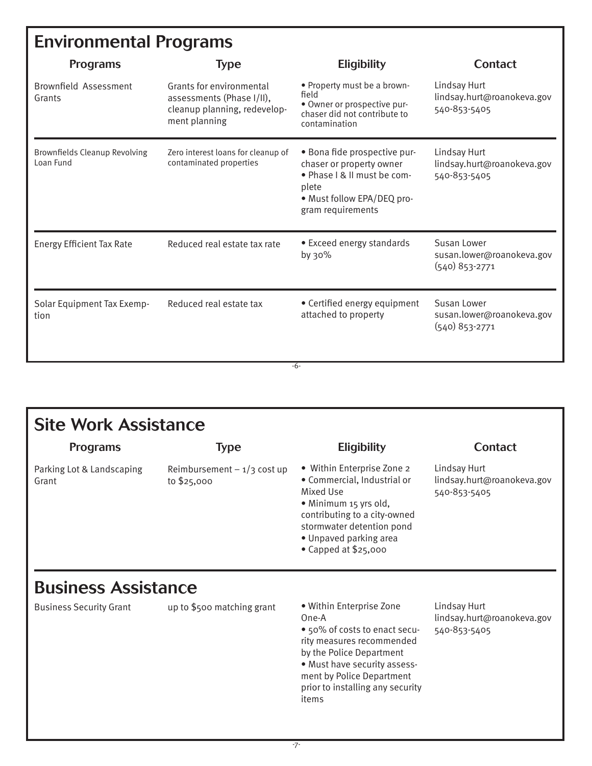## Environmental Programs

| Programs | Type | Eligibility | Contact |
|---|---|---|---|
| Brownfield Assessment Grants | Grants for environmental assessments (Phase I/II), cleanup planning, redevelopment planning | • Property must be a brownfield<br>• Owner or prospective purchaser did not contribute to contamination | Lindsay Hurt<br>lindsay.hurt@roanokeva.gov<br>540-853-5405 |
| Brownfields Cleanup Revolving Loan Fund | Zero interest loans for cleanup of contaminated properties | • Bona fide prospective purchaser or property owner<br>• Phase I & II must be complete<br>• Must follow EPA/DEQ program requirements | Lindsay Hurt<br>lindsay.hurt@roanokeva.gov<br>540-853-5405 |
| Energy Efficient Tax Rate | Reduced real estate tax rate | • Exceed energy standards by 30% | Susan Lower<br>susan.lower@roanokeva.gov<br>(540) 853-2771 |
| Solar Equipment Tax Exemption | Reduced real estate tax | • Certified energy equipment attached to property | Susan Lower<br>susan.lower@roanokeva.gov<br>(540) 853-2771 |

## Site Work Assistance

| Programs | Type | Eligibility | Contact |
|---|---|---|---|
| Parking Lot & Landscaping Grant | Reimbursement – 1/3 cost up to $25,000 | • Within Enterprise Zone 2<br>• Commercial, Industrial or Mixed Use<br>• Minimum 15 yrs old, contributing to a city-owned stormwater detention pond<br>• Unpaved parking area<br>• Capped at $25,000 | Lindsay Hurt<br>lindsay.hurt@roanokeva.gov<br>540-853-5405 |

## Business Assistance

| Programs | Type | Eligibility | Contact |
|---|---|---|---|
| Business Security Grant | up to $500 matching grant | • Within Enterprise Zone One-A<br>• 50% of costs to enact security measures recommended by the Police Department<br>• Must have security assessment by Police Department prior to installing any security items | Lindsay Hurt<br>lindsay.hurt@roanokeva.gov<br>540-853-5405 |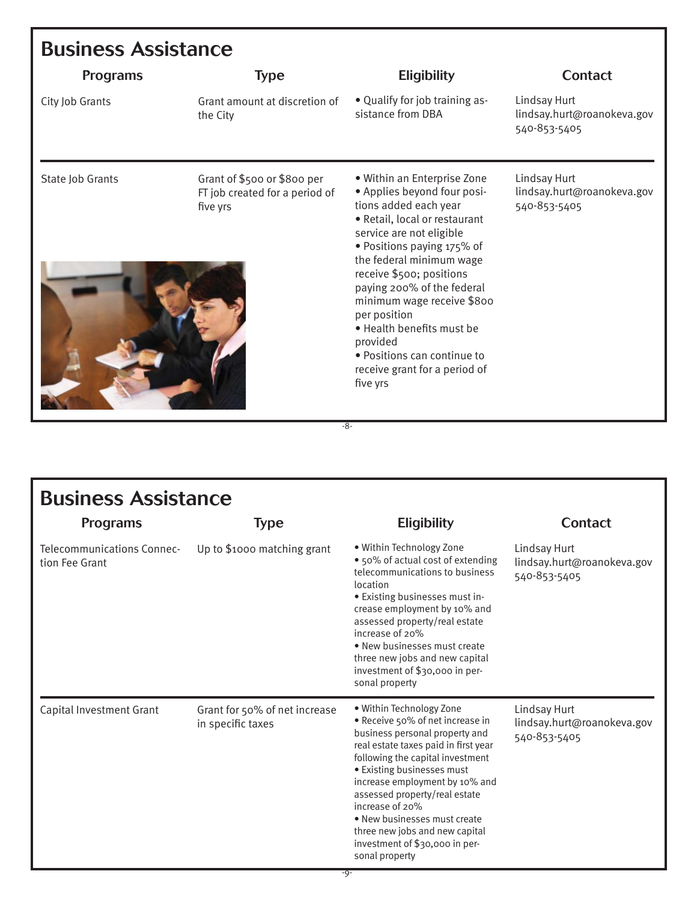## Business Assistance

| Programs | Type | Eligibility | Contact |
|---|---|---|---|
| City Job Grants | Grant amount at discretion of the City | • Qualify for job training assistance from DBA | Lindsay Hurt<br>lindsay.hurt@roanokeva.gov<br>540-853-5405 |
| State Job Grants | Grant of $500 or $800 per FT job created for a period of five yrs | • Within an Enterprise Zone<br>• Applies beyond four positions added each year<br>• Retail, local or restaurant service are not eligible<br>• Positions paying 175% of the federal minimum wage receive $500; positions paying 200% of the federal minimum wage receive $800 per position<br>• Health benefits must be provided<br>• Positions can continue to receive grant for a period of five yrs | Lindsay Hurt<br>lindsay.hurt@roanokeva.gov<br>540-853-5405 |

## Business Assistance

| Programs | Type | Eligibility | Contact |
|---|---|---|---|
| Telecommunications Connection Fee Grant | Up to $1000 matching grant | • Within Technology Zone<br>• 50% of actual cost of extending telecommunications to business location<br>• Existing businesses must increase employment by 10% and assessed property/real estate increase of 20%<br>• New businesses must create three new jobs and new capital investment of $30,000 in personal property | Lindsay Hurt<br>lindsay.hurt@roanokeva.gov<br>540-853-5405 |
| Capital Investment Grant | Grant for 50% of net increase in specific taxes | • Within Technology Zone<br>• Receive 50% of net increase in business personal property and real estate taxes paid in first year following the capital investment<br>• Existing businesses must increase employment by 10% and assessed property/real estate increase of 20%<br>• New businesses must create three new jobs and new capital investment of $30,000 in personal property | Lindsay Hurt<br>lindsay.hurt@roanokeva.gov<br>540-853-5405 |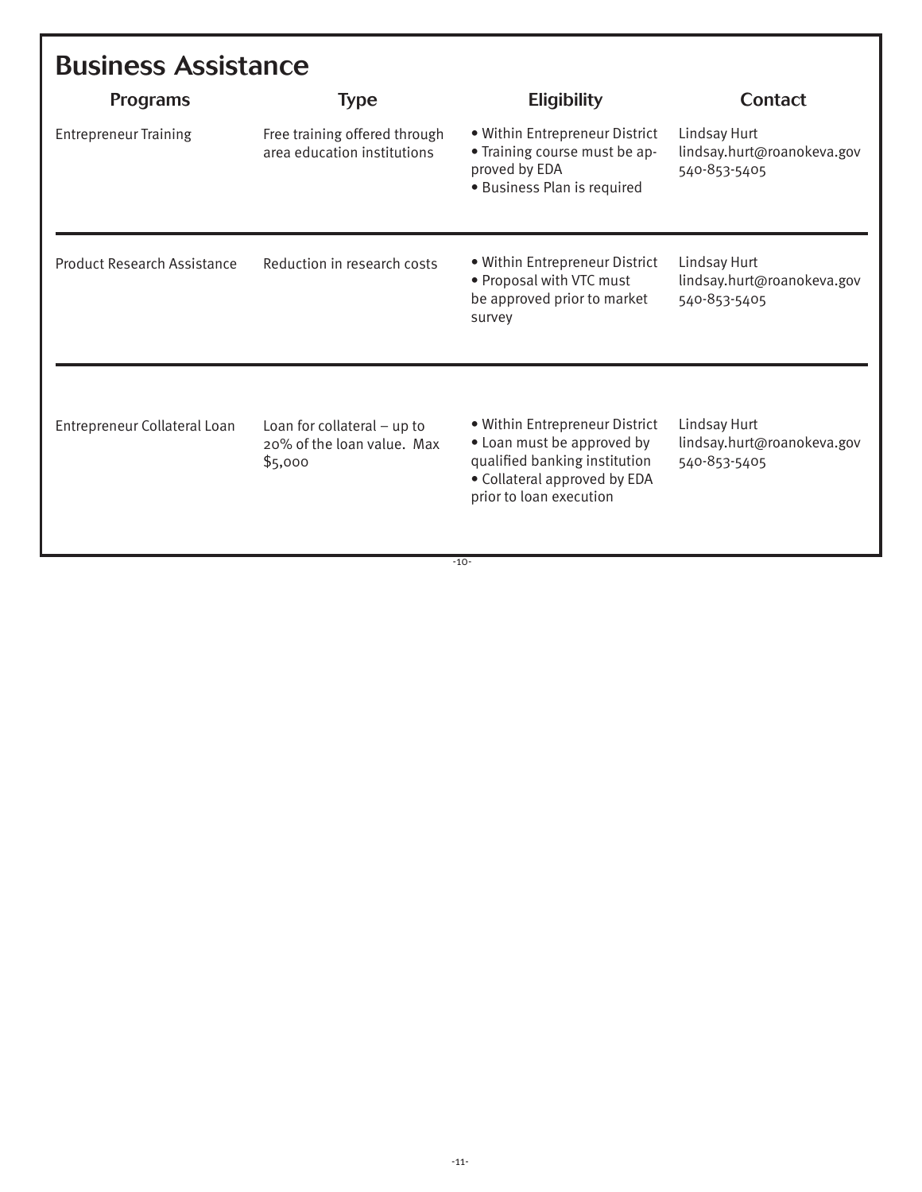## Business Assistance

| Programs | Type | Eligibility | Contact |
|---|---|---|---|
| Entrepreneur Training | Free training offered through area education institutions | • Within Entrepreneur District<br>• Training course must be approved by EDA<br>• Business Plan is required | Lindsay Hurt<br>lindsay.hurt@roanokeva.gov<br>540-853-5405 |
| Product Research Assistance | Reduction in research costs | • Within Entrepreneur District<br>• Proposal with VTC must be approved prior to market survey | Lindsay Hurt<br>lindsay.hurt@roanokeva.gov<br>540-853-5405 |
| Entrepreneur Collateral Loan | Loan for collateral – up to 20% of the loan value. Max $5,000 | • Within Entrepreneur District<br>• Loan must be approved by qualified banking institution<br>• Collateral approved by EDA prior to loan execution | Lindsay Hurt<br>lindsay.hurt@roanokeva.gov<br>540-853-5405 |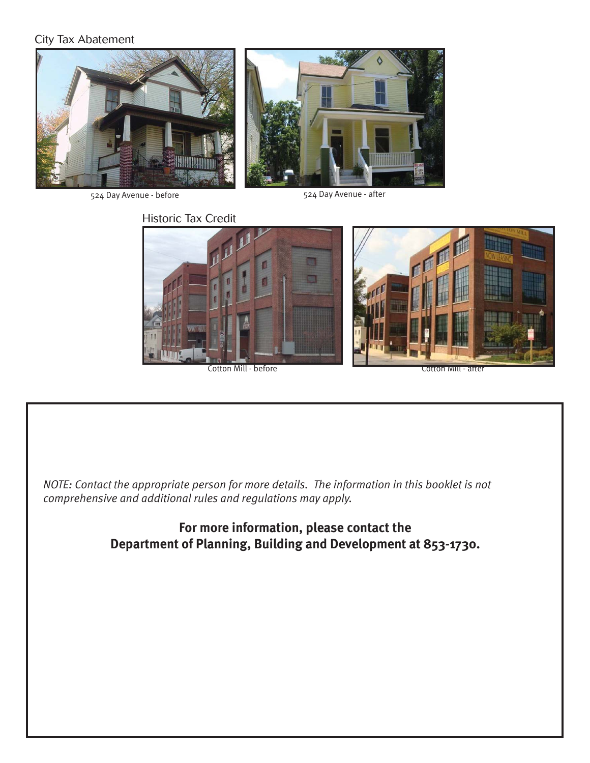City Tax Abatement

524 Day Avenue - before

524 Day Avenue - after

Historic Tax Credit

Cotton Mill - before

Cotton Mill - after

*NOTE: Contact the appropriate person for more details. The information in this booklet is not comprehensive and additional rules and regulations may apply.*

**For more information, please contact the Department of Planning, Building and Development at 853-1730.**